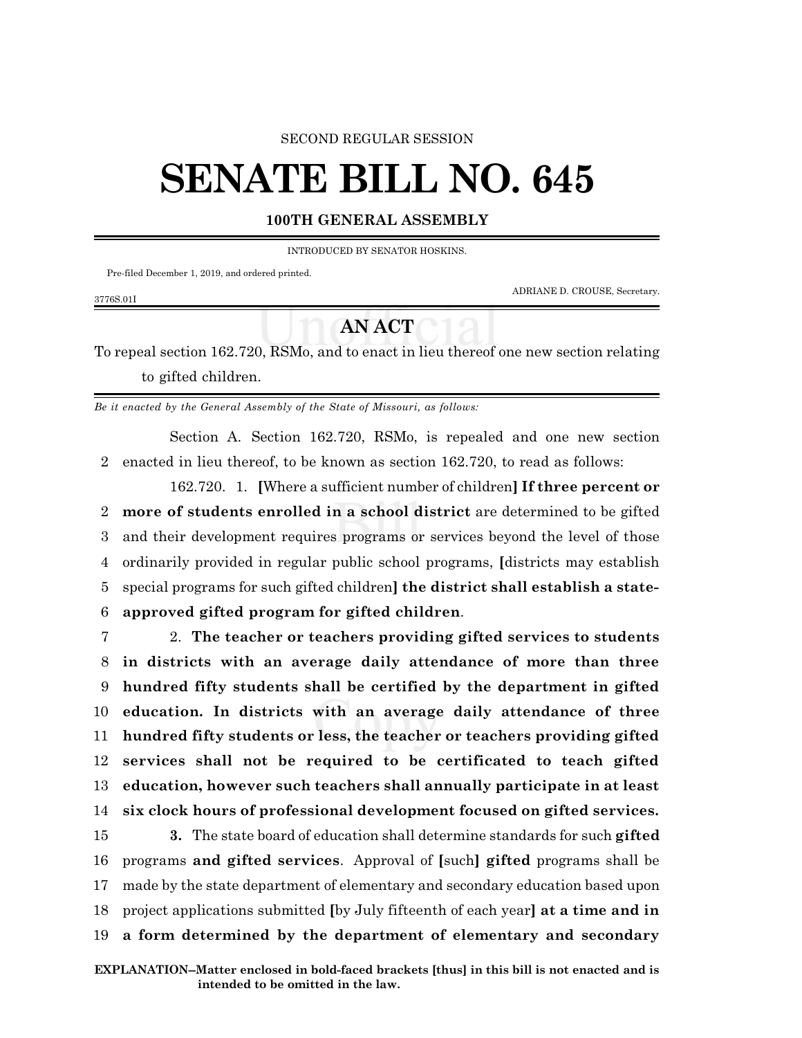SECOND REGULAR SESSION

# SENATE BILL NO. 645

**100TH GENERAL ASSEMBLY**

INTRODUCED BY SENATOR HOSKINS.

Pre-filed December 1, 2019, and ordered printed.

ADRIANE D. CROUSE, Secretary.

3776S.01I

## AN ACT

To repeal section 162.720, RSMo, and to enact in lieu thereof one new section relating to gifted children.

*Be it enacted by the General Assembly of the State of Missouri, as follows:*

Section A. Section 162.720, RSMo, is repealed and one new section enacted in lieu thereof, to be known as section 162.720, to read as follows:

162.720. 1. **[**Where a sufficient number of children**]** **If three percent or more of students enrolled in a school district** are determined to be gifted and their development requires programs or services beyond the level of those ordinarily provided in regular public school programs, **[**districts may establish special programs for such gifted children**]** **the district shall establish a state-approved gifted program for gifted children**.

2. **The teacher or teachers providing gifted services to students in districts with an average daily attendance of more than three hundred fifty students shall be certified by the department in gifted education. In districts with an average daily attendance of three hundred fifty students or less, the teacher or teachers providing gifted services shall not be required to be certificated to teach gifted education, however such teachers shall annually participate in at least six clock hours of professional development focused on gifted services.**

**3.** The state board of education shall determine standards for such **gifted** programs **and gifted services**. Approval of **[**such**]** **gifted** programs shall be made by the state department of elementary and secondary education based upon project applications submitted **[**by July fifteenth of each year**]** **at a time and in a form determined by the department of elementary and secondary**

**EXPLANATION–Matter enclosed in bold-faced brackets [thus] in this bill is not enacted and is intended to be omitted in the law.**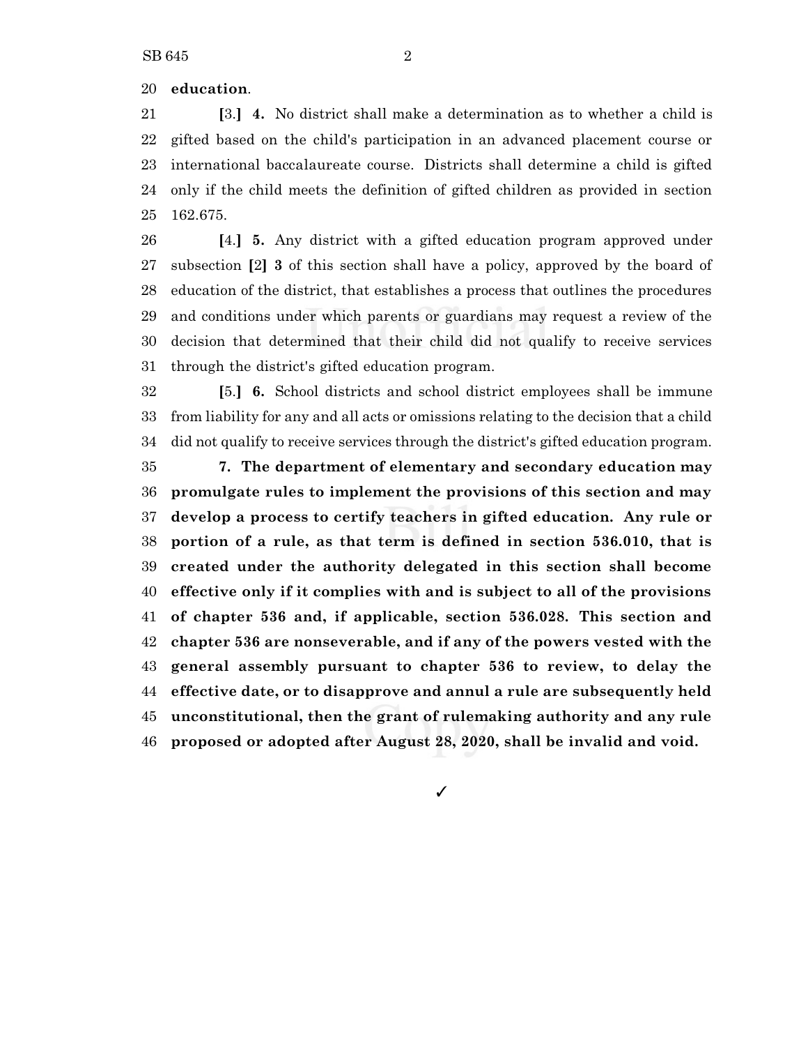20 **education**.

21 [3.] **4.** No district shall make a determination as to whether a child is 22 gifted based on the child's participation in an advanced placement course or 23 international baccalaureate course. Districts shall determine a child is gifted 24 only if the child meets the definition of gifted children as provided in section 25 162.675.

26 [4.] **5.** Any district with a gifted education program approved under 27 subsection [2] **3** of this section shall have a policy, approved by the board of 28 education of the district, that establishes a process that outlines the procedures 29 and conditions under which parents or guardians may request a review of the 30 decision that determined that their child did not qualify to receive services 31 through the district's gifted education program.

32 [5.] **6.** School districts and school district employees shall be immune 33 from liability for any and all acts or omissions relating to the decision that a child 34 did not qualify to receive services through the district's gifted education program.

35 **7. The department of elementary and secondary education may** 36 **promulgate rules to implement the provisions of this section and may** 37 **develop a process to certify teachers in gifted education. Any rule or** 38 **portion of a rule, as that term is defined in section 536.010, that is** 39 **created under the authority delegated in this section shall become** 40 **effective only if it complies with and is subject to all of the provisions** 41 **of chapter 536 and, if applicable, section 536.028. This section and** 42 **chapter 536 are nonseverable, and if any of the powers vested with the** 43 **general assembly pursuant to chapter 536 to review, to delay the** 44 **effective date, or to disapprove and annul a rule are subsequently held** 45 **unconstitutional, then the grant of rulemaking authority and any rule** 46 **proposed or adopted after August 28, 2020, shall be invalid and void.**

✓